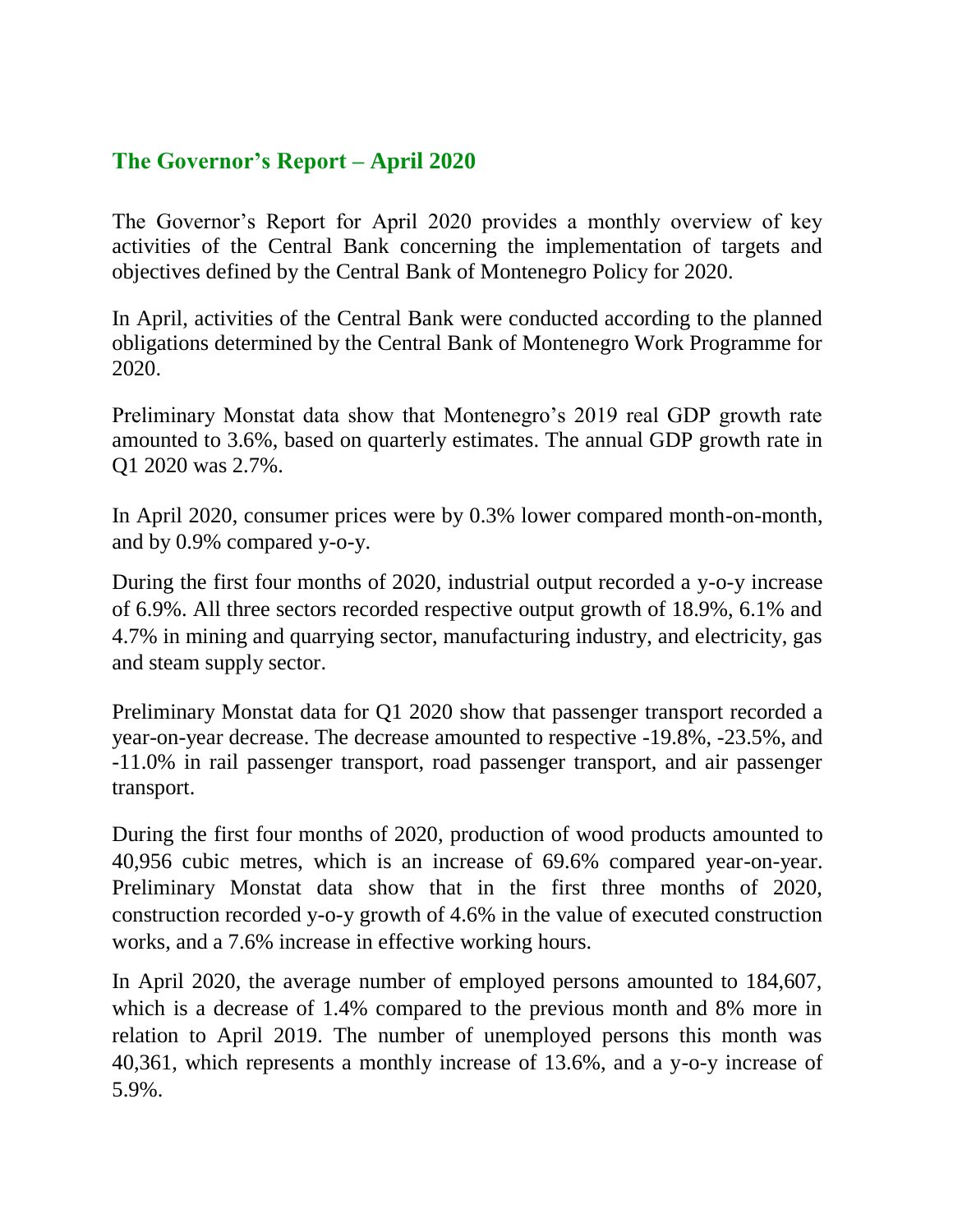## The Governor's Report – April 2020

The Governor's Report for April 2020 provides a monthly overview of key activities of the Central Bank concerning the implementation of targets and objectives defined by the Central Bank of Montenegro Policy for 2020.

In April, activities of the Central Bank were conducted according to the planned obligations determined by the Central Bank of Montenegro Work Programme for 2020.

Preliminary Monstat data show that Montenegro's 2019 real GDP growth rate amounted to 3.6%, based on quarterly estimates. The annual GDP growth rate in Q1 2020 was 2.7%.

In April 2020, consumer prices were by 0.3% lower compared month-on-month, and by 0.9% compared y-o-y.

During the first four months of 2020, industrial output recorded a y-o-y increase of 6.9%. All three sectors recorded respective output growth of 18.9%, 6.1% and 4.7% in mining and quarrying sector, manufacturing industry, and electricity, gas and steam supply sector.

Preliminary Monstat data for Q1 2020 show that passenger transport recorded a year-on-year decrease. The decrease amounted to respective -19.8%, -23.5%, and -11.0% in rail passenger transport, road passenger transport, and air passenger transport.

During the first four months of 2020, production of wood products amounted to 40,956 cubic metres, which is an increase of 69.6% compared year-on-year. Preliminary Monstat data show that in the first three months of 2020, construction recorded y-o-y growth of 4.6% in the value of executed construction works, and a 7.6% increase in effective working hours.

In April 2020, the average number of employed persons amounted to 184,607, which is a decrease of 1.4% compared to the previous month and 8% more in relation to April 2019. The number of unemployed persons this month was 40,361, which represents a monthly increase of 13.6%, and a y-o-y increase of 5.9%.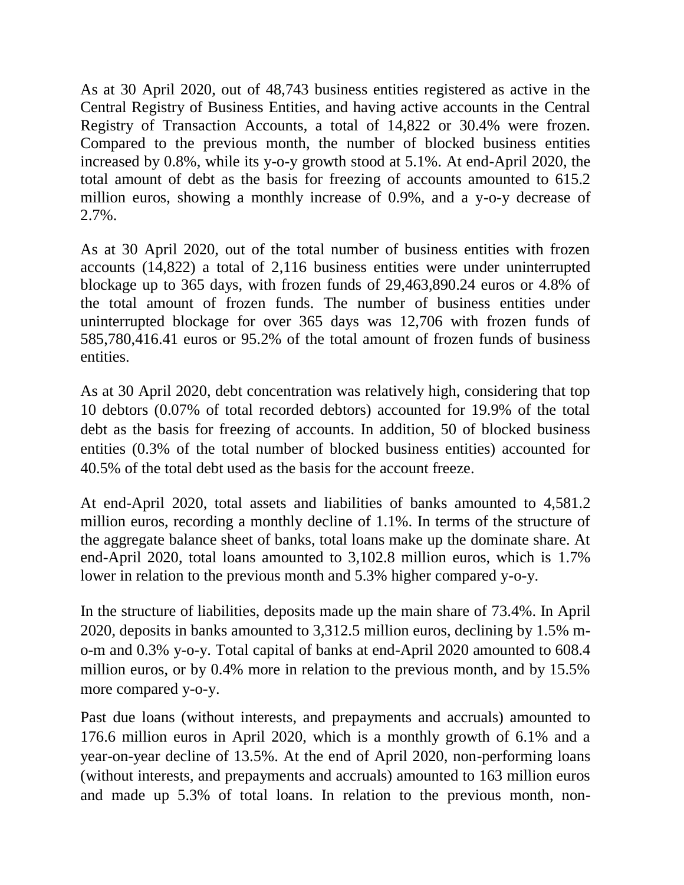As at 30 April 2020, out of 48,743 business entities registered as active in the Central Registry of Business Entities, and having active accounts in the Central Registry of Transaction Accounts, a total of 14,822 or 30.4% were frozen. Compared to the previous month, the number of blocked business entities increased by 0.8%, while its y-o-y growth stood at 5.1%. At end-April 2020, the total amount of debt as the basis for freezing of accounts amounted to 615.2 million euros, showing a monthly increase of 0.9%, and a y-o-y decrease of 2.7%.

As at 30 April 2020, out of the total number of business entities with frozen accounts (14,822) a total of 2,116 business entities were under uninterrupted blockage up to 365 days, with frozen funds of 29,463,890.24 euros or 4.8% of the total amount of frozen funds. The number of business entities under uninterrupted blockage for over 365 days was 12,706 with frozen funds of 585,780,416.41 euros or 95.2% of the total amount of frozen funds of business entities.

As at 30 April 2020, debt concentration was relatively high, considering that top 10 debtors (0.07% of total recorded debtors) accounted for 19.9% of the total debt as the basis for freezing of accounts. In addition, 50 of blocked business entities (0.3% of the total number of blocked business entities) accounted for 40.5% of the total debt used as the basis for the account freeze.

At end-April 2020, total assets and liabilities of banks amounted to 4,581.2 million euros, recording a monthly decline of 1.1%. In terms of the structure of the aggregate balance sheet of banks, total loans make up the dominate share. At end-April 2020, total loans amounted to 3,102.8 million euros, which is 1.7% lower in relation to the previous month and 5.3% higher compared y-o-y.

In the structure of liabilities, deposits made up the main share of 73.4%. In April 2020, deposits in banks amounted to 3,312.5 million euros, declining by 1.5% m-o-m and 0.3% y-o-y. Total capital of banks at end-April 2020 amounted to 608.4 million euros, or by 0.4% more in relation to the previous month, and by 15.5% more compared y-o-y.

Past due loans (without interests, and prepayments and accruals) amounted to 176.6 million euros in April 2020, which is a monthly growth of 6.1% and a year-on-year decline of 13.5%. At the end of April 2020, non-performing loans (without interests, and prepayments and accruals) amounted to 163 million euros and made up 5.3% of total loans. In relation to the previous month, non-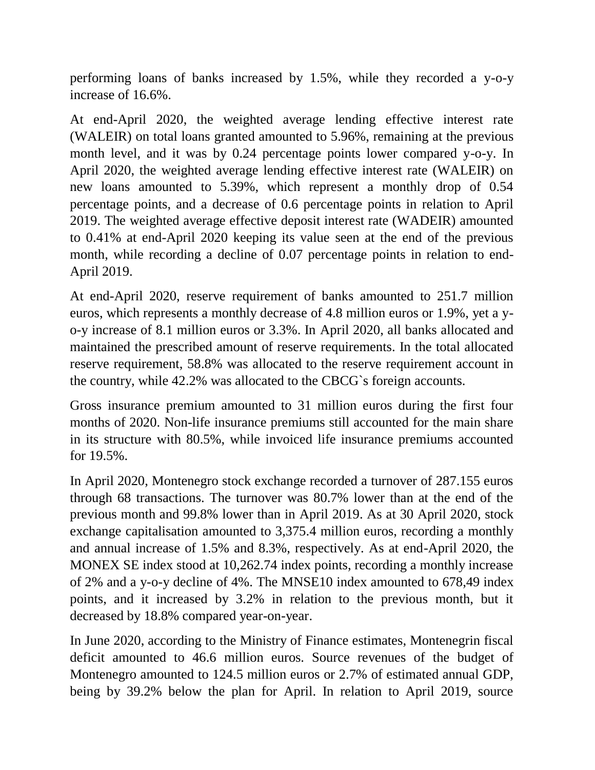performing loans of banks increased by 1.5%, while they recorded a y-o-y increase of 16.6%.

At end-April 2020, the weighted average lending effective interest rate (WALEIR) on total loans granted amounted to 5.96%, remaining at the previous month level, and it was by 0.24 percentage points lower compared y-o-y. In April 2020, the weighted average lending effective interest rate (WALEIR) on new loans amounted to 5.39%, which represent a monthly drop of 0.54 percentage points, and a decrease of 0.6 percentage points in relation to April 2019. The weighted average effective deposit interest rate (WADEIR) amounted to 0.41% at end-April 2020 keeping its value seen at the end of the previous month, while recording a decline of 0.07 percentage points in relation to end-April 2019.

At end-April 2020, reserve requirement of banks amounted to 251.7 million euros, which represents a monthly decrease of 4.8 million euros or 1.9%, yet a y-o-y increase of 8.1 million euros or 3.3%. In April 2020, all banks allocated and maintained the prescribed amount of reserve requirements. In the total allocated reserve requirement, 58.8% was allocated to the reserve requirement account in the country, while 42.2% was allocated to the CBCG`s foreign accounts.

Gross insurance premium amounted to 31 million euros during the first four months of 2020. Non-life insurance premiums still accounted for the main share in its structure with 80.5%, while invoiced life insurance premiums accounted for 19.5%.

In April 2020, Montenegro stock exchange recorded a turnover of 287.155 euros through 68 transactions. The turnover was 80.7% lower than at the end of the previous month and 99.8% lower than in April 2019. As at 30 April 2020, stock exchange capitalisation amounted to 3,375.4 million euros, recording a monthly and annual increase of 1.5% and 8.3%, respectively. As at end-April 2020, the MONEX SE index stood at 10,262.74 index points, recording a monthly increase of 2% and a y-o-y decline of 4%. The MNSE10 index amounted to 678,49 index points, and it increased by 3.2% in relation to the previous month, but it decreased by 18.8% compared year-on-year.

In June 2020, according to the Ministry of Finance estimates, Montenegrin fiscal deficit amounted to 46.6 million euros. Source revenues of the budget of Montenegro amounted to 124.5 million euros or 2.7% of estimated annual GDP, being by 39.2% below the plan for April. In relation to April 2019, source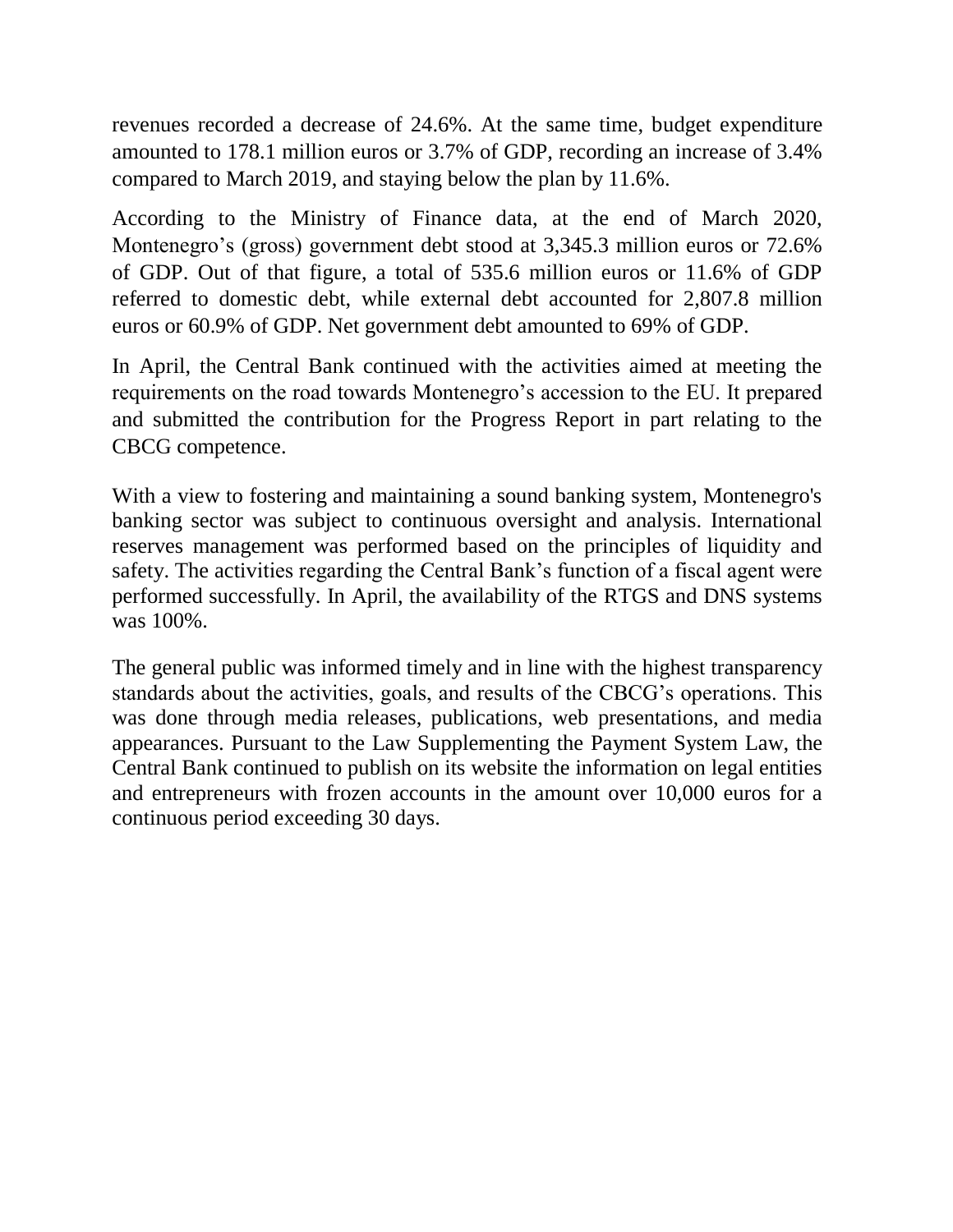revenues recorded a decrease of 24.6%. At the same time, budget expenditure amounted to 178.1 million euros or 3.7% of GDP, recording an increase of 3.4% compared to March 2019, and staying below the plan by 11.6%.

According to the Ministry of Finance data, at the end of March 2020, Montenegro's (gross) government debt stood at 3,345.3 million euros or 72.6% of GDP. Out of that figure, a total of 535.6 million euros or 11.6% of GDP referred to domestic debt, while external debt accounted for 2,807.8 million euros or 60.9% of GDP. Net government debt amounted to 69% of GDP.

In April, the Central Bank continued with the activities aimed at meeting the requirements on the road towards Montenegro's accession to the EU. It prepared and submitted the contribution for the Progress Report in part relating to the CBCG competence.

With a view to fostering and maintaining a sound banking system, Montenegro's banking sector was subject to continuous oversight and analysis. International reserves management was performed based on the principles of liquidity and safety. The activities regarding the Central Bank's function of a fiscal agent were performed successfully. In April, the availability of the RTGS and DNS systems was 100%.

The general public was informed timely and in line with the highest transparency standards about the activities, goals, and results of the CBCG's operations. This was done through media releases, publications, web presentations, and media appearances. Pursuant to the Law Supplementing the Payment System Law, the Central Bank continued to publish on its website the information on legal entities and entrepreneurs with frozen accounts in the amount over 10,000 euros for a continuous period exceeding 30 days.